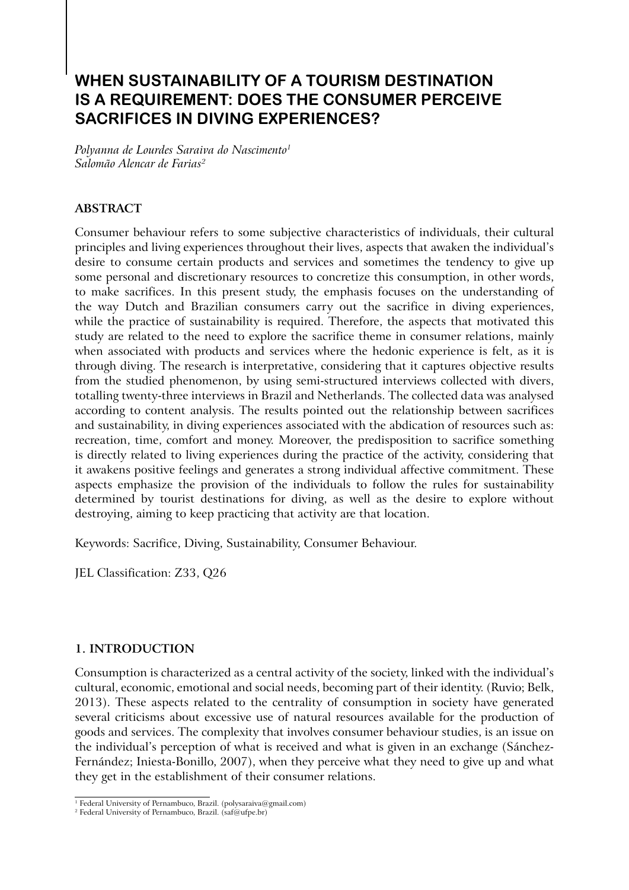# WHEN SUSTAINABILITY OF A TOURISM DESTINATION IS A REQUIREMENT: DOES THE CONSUMER PERCEIVE SACRIFICES IN DIVING EXPERIENCES?

*Polyanna de Lourdes Saraiva do Nascimento*[1]
*Salomão Alencar de Farias*[2]

## ABSTRACT

Consumer behaviour refers to some subjective characteristics of individuals, their cultural principles and living experiences throughout their lives, aspects that awaken the individual's desire to consume certain products and services and sometimes the tendency to give up some personal and discretionary resources to concretize this consumption, in other words, to make sacrifices. In this present study, the emphasis focuses on the understanding of the way Dutch and Brazilian consumers carry out the sacrifice in diving experiences, while the practice of sustainability is required. Therefore, the aspects that motivated this study are related to the need to explore the sacrifice theme in consumer relations, mainly when associated with products and services where the hedonic experience is felt, as it is through diving. The research is interpretative, considering that it captures objective results from the studied phenomenon, by using semi-structured interviews collected with divers, totalling twenty-three interviews in Brazil and Netherlands. The collected data was analysed according to content analysis. The results pointed out the relationship between sacrifices and sustainability, in diving experiences associated with the abdication of resources such as: recreation, time, comfort and money. Moreover, the predisposition to sacrifice something is directly related to living experiences during the practice of the activity, considering that it awakens positive feelings and generates a strong individual affective commitment. These aspects emphasize the provision of the individuals to follow the rules for sustainability determined by tourist destinations for diving, as well as the desire to explore without destroying, aiming to keep practicing that activity are that location.

Keywords: Sacrifice, Diving, Sustainability, Consumer Behaviour.

JEL Classification: Z33, Q26

## 1. INTRODUCTION

Consumption is characterized as a central activity of the society, linked with the individual's cultural, economic, emotional and social needs, becoming part of their identity. (Ruvio; Belk, 2013). These aspects related to the centrality of consumption in society have generated several criticisms about excessive use of natural resources available for the production of goods and services. The complexity that involves consumer behaviour studies, is an issue on the individual's perception of what is received and what is given in an exchange (Sánchez-Fernández; Iniesta-Bonillo, 2007), when they perceive what they need to give up and what they get in the establishment of their consumer relations.

---

[1] Federal University of Pernambuco, Brazil. (polysaraiva@gmail.com)
[2] Federal University of Pernambuco, Brazil. (saf@ufpe.br)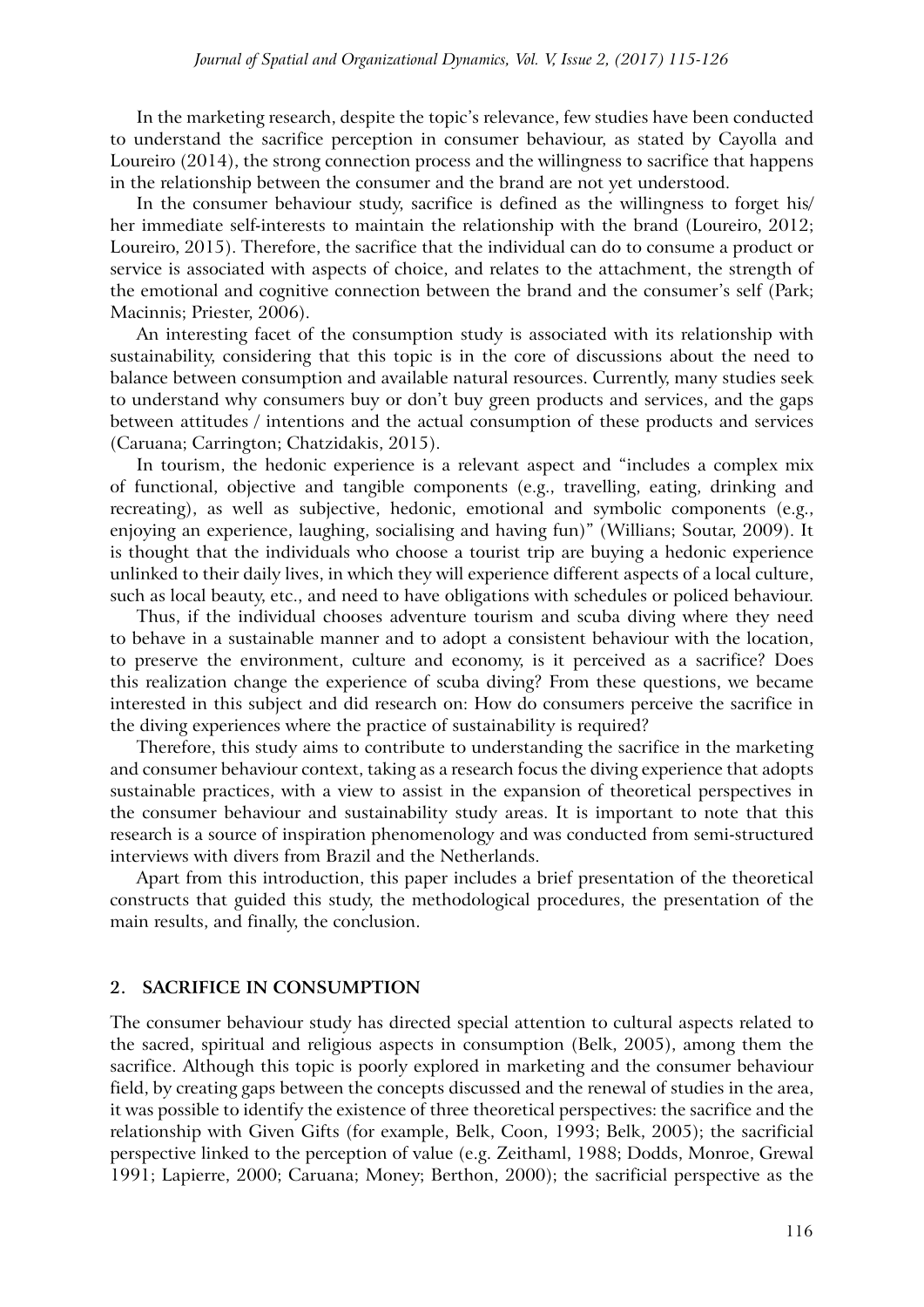In the marketing research, despite the topic's relevance, few studies have been conducted to understand the sacrifice perception in consumer behaviour, as stated by Cayolla and Loureiro (2014), the strong connection process and the willingness to sacrifice that happens in the relationship between the consumer and the brand are not yet understood.

In the consumer behaviour study, sacrifice is defined as the willingness to forget his/her immediate self-interests to maintain the relationship with the brand (Loureiro, 2012; Loureiro, 2015). Therefore, the sacrifice that the individual can do to consume a product or service is associated with aspects of choice, and relates to the attachment, the strength of the emotional and cognitive connection between the brand and the consumer's self (Park; Macinnis; Priester, 2006).

An interesting facet of the consumption study is associated with its relationship with sustainability, considering that this topic is in the core of discussions about the need to balance between consumption and available natural resources. Currently, many studies seek to understand why consumers buy or don't buy green products and services, and the gaps between attitudes / intentions and the actual consumption of these products and services (Caruana; Carrington; Chatzidakis, 2015).

In tourism, the hedonic experience is a relevant aspect and "includes a complex mix of functional, objective and tangible components (e.g., travelling, eating, drinking and recreating), as well as subjective, hedonic, emotional and symbolic components (e.g., enjoying an experience, laughing, socialising and having fun)" (Willians; Soutar, 2009). It is thought that the individuals who choose a tourist trip are buying a hedonic experience unlinked to their daily lives, in which they will experience different aspects of a local culture, such as local beauty, etc., and need to have obligations with schedules or policed behaviour.

Thus, if the individual chooses adventure tourism and scuba diving where they need to behave in a sustainable manner and to adopt a consistent behaviour with the location, to preserve the environment, culture and economy, is it perceived as a sacrifice? Does this realization change the experience of scuba diving? From these questions, we became interested in this subject and did research on: How do consumers perceive the sacrifice in the diving experiences where the practice of sustainability is required?

Therefore, this study aims to contribute to understanding the sacrifice in the marketing and consumer behaviour context, taking as a research focus the diving experience that adopts sustainable practices, with a view to assist in the expansion of theoretical perspectives in the consumer behaviour and sustainability study areas. It is important to note that this research is a source of inspiration phenomenology and was conducted from semi-structured interviews with divers from Brazil and the Netherlands.

Apart from this introduction, this paper includes a brief presentation of the theoretical constructs that guided this study, the methodological procedures, the presentation of the main results, and finally, the conclusion.

## 2. SACRIFICE IN CONSUMPTION

The consumer behaviour study has directed special attention to cultural aspects related to the sacred, spiritual and religious aspects in consumption (Belk, 2005), among them the sacrifice. Although this topic is poorly explored in marketing and the consumer behaviour field, by creating gaps between the concepts discussed and the renewal of studies in the area, it was possible to identify the existence of three theoretical perspectives: the sacrifice and the relationship with Given Gifts (for example, Belk, Coon, 1993; Belk, 2005); the sacrificial perspective linked to the perception of value (e.g. Zeithaml, 1988; Dodds, Monroe, Grewal 1991; Lapierre, 2000; Caruana; Money; Berthon, 2000); the sacrificial perspective as the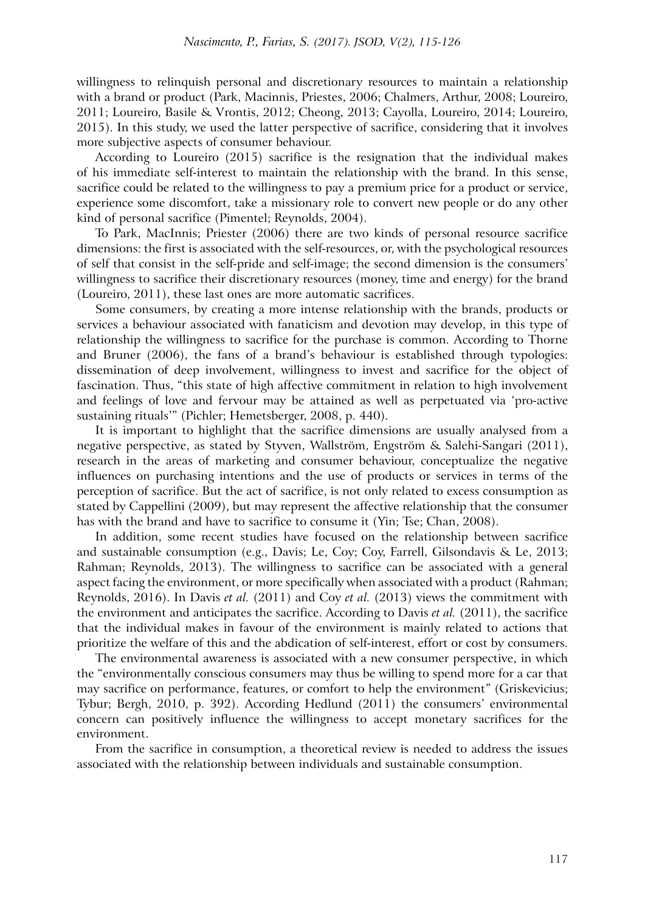willingness to relinquish personal and discretionary resources to maintain a relationship with a brand or product (Park, Macinnis, Priestes, 2006; Chalmers, Arthur, 2008; Loureiro, 2011; Loureiro, Basile & Vrontis, 2012; Cheong, 2013; Cayolla, Loureiro, 2014; Loureiro, 2015). In this study, we used the latter perspective of sacrifice, considering that it involves more subjective aspects of consumer behaviour.

According to Loureiro (2015) sacrifice is the resignation that the individual makes of his immediate self-interest to maintain the relationship with the brand. In this sense, sacrifice could be related to the willingness to pay a premium price for a product or service, experience some discomfort, take a missionary role to convert new people or do any other kind of personal sacrifice (Pimentel; Reynolds, 2004).

To Park, MacInnis; Priester (2006) there are two kinds of personal resource sacrifice dimensions: the first is associated with the self-resources, or, with the psychological resources of self that consist in the self-pride and self-image; the second dimension is the consumers' willingness to sacrifice their discretionary resources (money, time and energy) for the brand (Loureiro, 2011), these last ones are more automatic sacrifices.

Some consumers, by creating a more intense relationship with the brands, products or services a behaviour associated with fanaticism and devotion may develop, in this type of relationship the willingness to sacrifice for the purchase is common. According to Thorne and Bruner (2006), the fans of a brand's behaviour is established through typologies: dissemination of deep involvement, willingness to invest and sacrifice for the object of fascination. Thus, "this state of high affective commitment in relation to high involvement and feelings of love and fervour may be attained as well as perpetuated via 'pro-active sustaining rituals'" (Pichler; Hemetsberger, 2008, p. 440).

It is important to highlight that the sacrifice dimensions are usually analysed from a negative perspective, as stated by Styven, Wallström, Engström & Salehi-Sangari (2011), research in the areas of marketing and consumer behaviour, conceptualize the negative influences on purchasing intentions and the use of products or services in terms of the perception of sacrifice. But the act of sacrifice, is not only related to excess consumption as stated by Cappellini (2009), but may represent the affective relationship that the consumer has with the brand and have to sacrifice to consume it (Yin; Tse; Chan, 2008).

In addition, some recent studies have focused on the relationship between sacrifice and sustainable consumption (e.g., Davis; Le, Coy; Coy, Farrell, Gilsondavis & Le, 2013; Rahman; Reynolds, 2013). The willingness to sacrifice can be associated with a general aspect facing the environment, or more specifically when associated with a product (Rahman; Reynolds, 2016). In Davis *et al.* (2011) and Coy *et al.* (2013) views the commitment with the environment and anticipates the sacrifice. According to Davis *et al.* (2011), the sacrifice that the individual makes in favour of the environment is mainly related to actions that prioritize the welfare of this and the abdication of self-interest, effort or cost by consumers.

The environmental awareness is associated with a new consumer perspective, in which the "environmentally conscious consumers may thus be willing to spend more for a car that may sacrifice on performance, features, or comfort to help the environment" (Griskevicius; Tybur; Bergh, 2010, p. 392). According Hedlund (2011) the consumers' environmental concern can positively influence the willingness to accept monetary sacrifices for the environment.

From the sacrifice in consumption, a theoretical review is needed to address the issues associated with the relationship between individuals and sustainable consumption.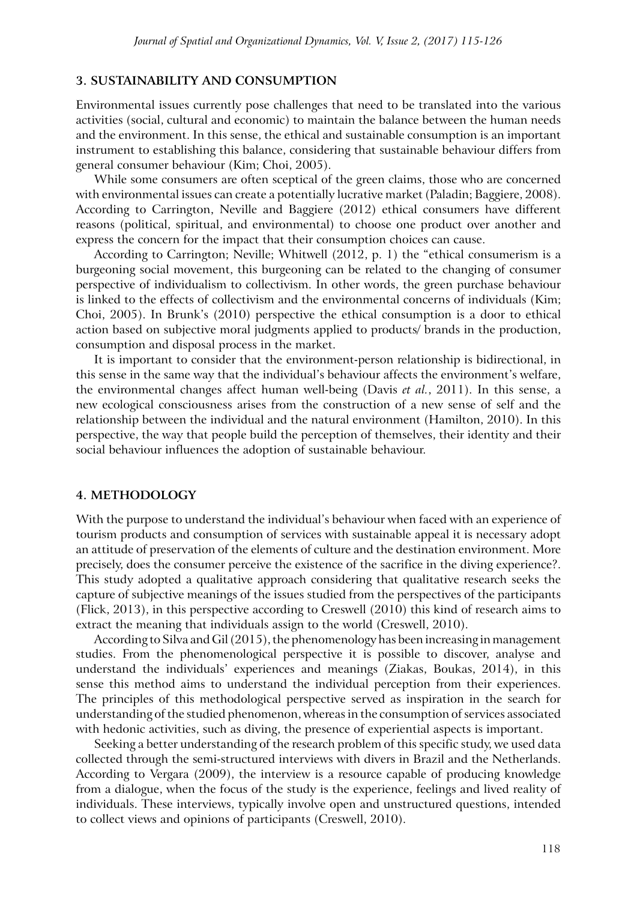## 3. SUSTAINABILITY AND CONSUMPTION

Environmental issues currently pose challenges that need to be translated into the various activities (social, cultural and economic) to maintain the balance between the human needs and the environment. In this sense, the ethical and sustainable consumption is an important instrument to establishing this balance, considering that sustainable behaviour differs from general consumer behaviour (Kim; Choi, 2005).

While some consumers are often sceptical of the green claims, those who are concerned with environmental issues can create a potentially lucrative market (Paladin; Baggiere, 2008). According to Carrington, Neville and Baggiere (2012) ethical consumers have different reasons (political, spiritual, and environmental) to choose one product over another and express the concern for the impact that their consumption choices can cause.

According to Carrington; Neville; Whitwell (2012, p. 1) the "ethical consumerism is a burgeoning social movement, this burgeoning can be related to the changing of consumer perspective of individualism to collectivism. In other words, the green purchase behaviour is linked to the effects of collectivism and the environmental concerns of individuals (Kim; Choi, 2005). In Brunk's (2010) perspective the ethical consumption is a door to ethical action based on subjective moral judgments applied to products/ brands in the production, consumption and disposal process in the market.

It is important to consider that the environment-person relationship is bidirectional, in this sense in the same way that the individual's behaviour affects the environment's welfare, the environmental changes affect human well-being (Davis *et al.*, 2011). In this sense, a new ecological consciousness arises from the construction of a new sense of self and the relationship between the individual and the natural environment (Hamilton, 2010). In this perspective, the way that people build the perception of themselves, their identity and their social behaviour influences the adoption of sustainable behaviour.

## 4. METHODOLOGY

With the purpose to understand the individual's behaviour when faced with an experience of tourism products and consumption of services with sustainable appeal it is necessary adopt an attitude of preservation of the elements of culture and the destination environment. More precisely, does the consumer perceive the existence of the sacrifice in the diving experience?. This study adopted a qualitative approach considering that qualitative research seeks the capture of subjective meanings of the issues studied from the perspectives of the participants (Flick, 2013), in this perspective according to Creswell (2010) this kind of research aims to extract the meaning that individuals assign to the world (Creswell, 2010).

According to Silva and Gil (2015), the phenomenology has been increasing in management studies. From the phenomenological perspective it is possible to discover, analyse and understand the individuals' experiences and meanings (Ziakas, Boukas, 2014), in this sense this method aims to understand the individual perception from their experiences. The principles of this methodological perspective served as inspiration in the search for understanding of the studied phenomenon, whereas in the consumption of services associated with hedonic activities, such as diving, the presence of experiential aspects is important.

Seeking a better understanding of the research problem of this specific study, we used data collected through the semi-structured interviews with divers in Brazil and the Netherlands. According to Vergara (2009), the interview is a resource capable of producing knowledge from a dialogue, when the focus of the study is the experience, feelings and lived reality of individuals. These interviews, typically involve open and unstructured questions, intended to collect views and opinions of participants (Creswell, 2010).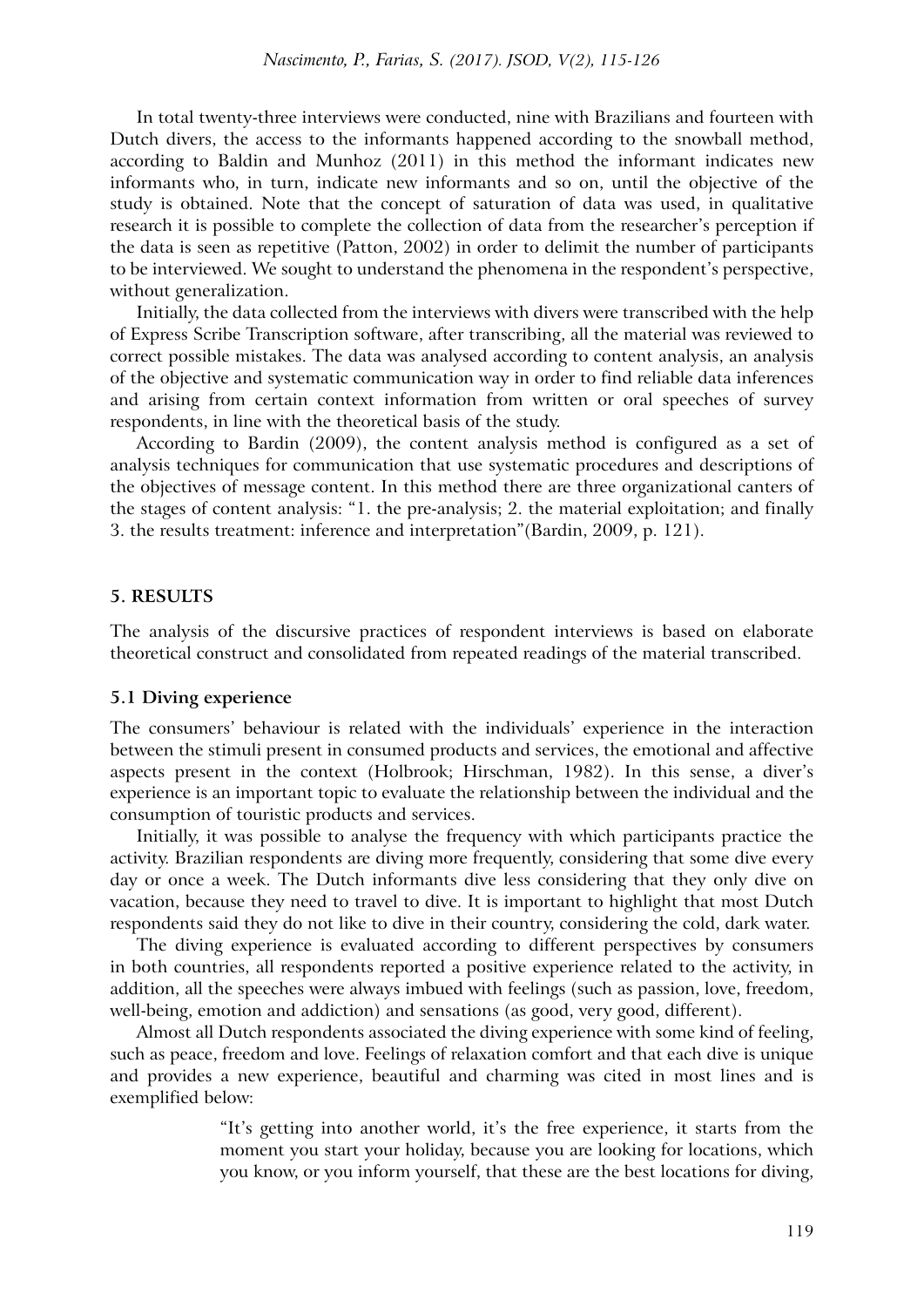In total twenty-three interviews were conducted, nine with Brazilians and fourteen with Dutch divers, the access to the informants happened according to the snowball method, according to Baldin and Munhoz (2011) in this method the informant indicates new informants who, in turn, indicate new informants and so on, until the objective of the study is obtained. Note that the concept of saturation of data was used, in qualitative research it is possible to complete the collection of data from the researcher's perception if the data is seen as repetitive (Patton, 2002) in order to delimit the number of participants to be interviewed. We sought to understand the phenomena in the respondent's perspective, without generalization.

Initially, the data collected from the interviews with divers were transcribed with the help of Express Scribe Transcription software, after transcribing, all the material was reviewed to correct possible mistakes. The data was analysed according to content analysis, an analysis of the objective and systematic communication way in order to find reliable data inferences and arising from certain context information from written or oral speeches of survey respondents, in line with the theoretical basis of the study.

According to Bardin (2009), the content analysis method is configured as a set of analysis techniques for communication that use systematic procedures and descriptions of the objectives of message content. In this method there are three organizational canters of the stages of content analysis: "1. the pre-analysis; 2. the material exploitation; and finally 3. the results treatment: inference and interpretation"(Bardin, 2009, p. 121).

## 5. RESULTS

The analysis of the discursive practices of respondent interviews is based on elaborate theoretical construct and consolidated from repeated readings of the material transcribed.

### 5.1 Diving experience

The consumers' behaviour is related with the individuals' experience in the interaction between the stimuli present in consumed products and services, the emotional and affective aspects present in the context (Holbrook; Hirschman, 1982). In this sense, a diver's experience is an important topic to evaluate the relationship between the individual and the consumption of touristic products and services.

Initially, it was possible to analyse the frequency with which participants practice the activity. Brazilian respondents are diving more frequently, considering that some dive every day or once a week. The Dutch informants dive less considering that they only dive on vacation, because they need to travel to dive. It is important to highlight that most Dutch respondents said they do not like to dive in their country, considering the cold, dark water.

The diving experience is evaluated according to different perspectives by consumers in both countries, all respondents reported a positive experience related to the activity, in addition, all the speeches were always imbued with feelings (such as passion, love, freedom, well-being, emotion and addiction) and sensations (as good, very good, different).

Almost all Dutch respondents associated the diving experience with some kind of feeling, such as peace, freedom and love. Feelings of relaxation comfort and that each dive is unique and provides a new experience, beautiful and charming was cited in most lines and is exemplified below:

> "It's getting into another world, it's the free experience, it starts from the moment you start your holiday, because you are looking for locations, which you know, or you inform yourself, that these are the best locations for diving,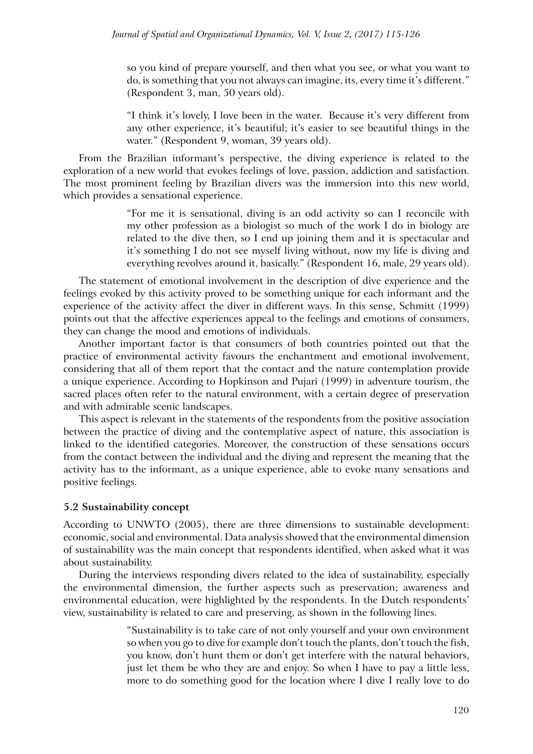> so you kind of prepare yourself, and then what you see, or what you want to do, is something that you not always can imagine, its, every time it's different." (Respondent 3, man, 50 years old).

> "I think it's lovely, I love been in the water. Because it's very different from any other experience, it's beautiful; it's easier to see beautiful things in the water." (Respondent 9, woman, 39 years old).

From the Brazilian informant's perspective, the diving experience is related to the exploration of a new world that evokes feelings of love, passion, addiction and satisfaction. The most prominent feeling by Brazilian divers was the immersion into this new world, which provides a sensational experience.

> "For me it is sensational, diving is an odd activity so can I reconcile with my other profession as a biologist so much of the work I do in biology are related to the dive then, so I end up joining them and it is spectacular and it's something I do not see myself living without, now my life is diving and everything revolves around it, basically." (Respondent 16, male, 29 years old).

The statement of emotional involvement in the description of dive experience and the feelings evoked by this activity proved to be something unique for each informant and the experience of the activity affect the diver in different ways. In this sense, Schmitt (1999) points out that the affective experiences appeal to the feelings and emotions of consumers, they can change the mood and emotions of individuals.

Another important factor is that consumers of both countries pointed out that the practice of environmental activity favours the enchantment and emotional involvement, considering that all of them report that the contact and the nature contemplation provide a unique experience. According to Hopkinson and Pujari (1999) in adventure tourism, the sacred places often refer to the natural environment, with a certain degree of preservation and with admirable scenic landscapes.

This aspect is relevant in the statements of the respondents from the positive association between the practice of diving and the contemplative aspect of nature, this association is linked to the identified categories. Moreover, the construction of these sensations occurs from the contact between the individual and the diving and represent the meaning that the activity has to the informant, as a unique experience, able to evoke many sensations and positive feelings.

### 5.2 Sustainability concept

According to UNWTO (2005), there are three dimensions to sustainable development: economic, social and environmental. Data analysis showed that the environmental dimension of sustainability was the main concept that respondents identified, when asked what it was about sustainability.

During the interviews responding divers related to the idea of sustainability, especially the environmental dimension, the further aspects such as preservation; awareness and environmental education, were highlighted by the respondents. In the Dutch respondents' view, sustainability is related to care and preserving, as shown in the following lines.

> "Sustainability is to take care of not only yourself and your own environment so when you go to dive for example don't touch the plants, don't touch the fish, you know, don't hunt them or don't get interfere with the natural behaviors, just let them be who they are and enjoy. So when I have to pay a little less, more to do something good for the location where I dive I really love to do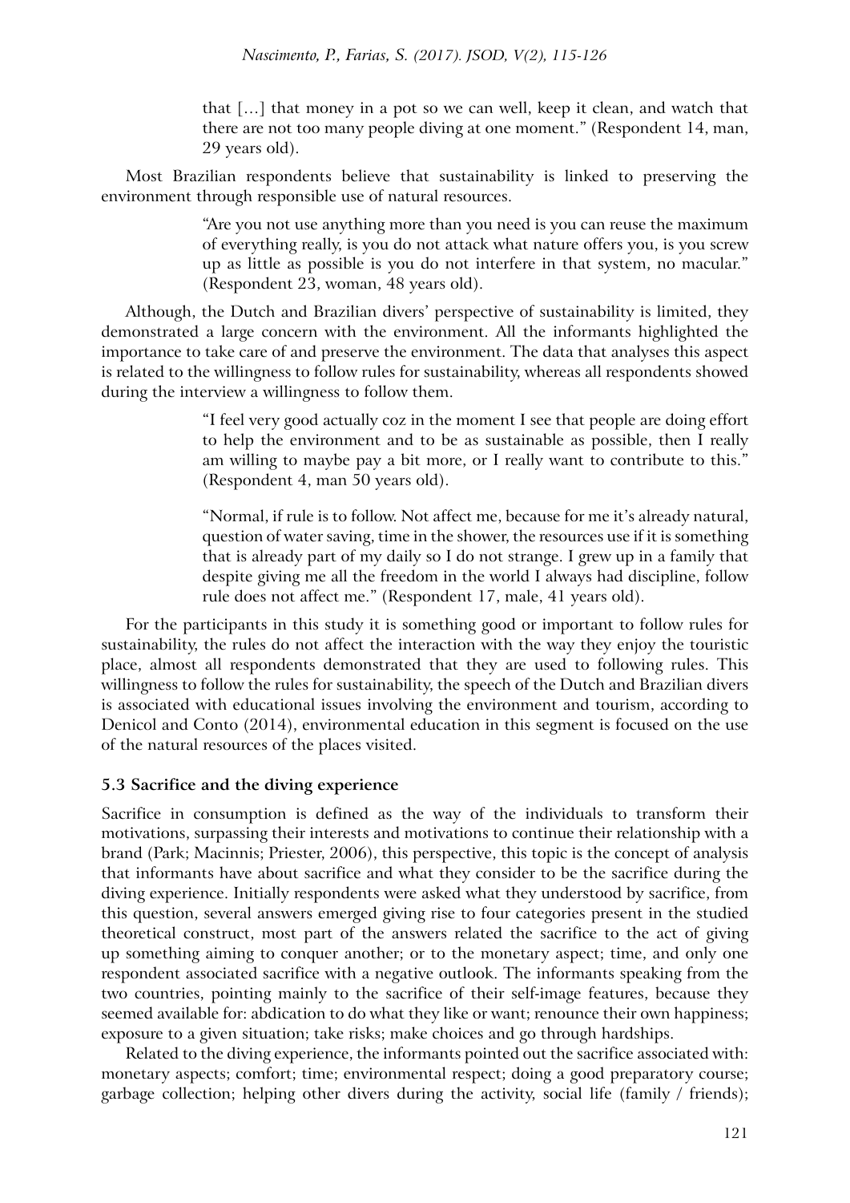> that […] that money in a pot so we can well, keep it clean, and watch that there are not too many people diving at one moment." (Respondent 14, man, 29 years old).

Most Brazilian respondents believe that sustainability is linked to preserving the environment through responsible use of natural resources.

> "Are you not use anything more than you need is you can reuse the maximum of everything really, is you do not attack what nature offers you, is you screw up as little as possible is you do not interfere in that system, no macular." (Respondent 23, woman, 48 years old).

Although, the Dutch and Brazilian divers' perspective of sustainability is limited, they demonstrated a large concern with the environment. All the informants highlighted the importance to take care of and preserve the environment. The data that analyses this aspect is related to the willingness to follow rules for sustainability, whereas all respondents showed during the interview a willingness to follow them.

> "I feel very good actually coz in the moment I see that people are doing effort to help the environment and to be as sustainable as possible, then I really am willing to maybe pay a bit more, or I really want to contribute to this." (Respondent 4, man 50 years old).

> "Normal, if rule is to follow. Not affect me, because for me it's already natural, question of water saving, time in the shower, the resources use if it is something that is already part of my daily so I do not strange. I grew up in a family that despite giving me all the freedom in the world I always had discipline, follow rule does not affect me." (Respondent 17, male, 41 years old).

For the participants in this study it is something good or important to follow rules for sustainability, the rules do not affect the interaction with the way they enjoy the touristic place, almost all respondents demonstrated that they are used to following rules. This willingness to follow the rules for sustainability, the speech of the Dutch and Brazilian divers is associated with educational issues involving the environment and tourism, according to Denicol and Conto (2014), environmental education in this segment is focused on the use of the natural resources of the places visited.

### 5.3 Sacrifice and the diving experience

Sacrifice in consumption is defined as the way of the individuals to transform their motivations, surpassing their interests and motivations to continue their relationship with a brand (Park; Macinnis; Priester, 2006), this perspective, this topic is the concept of analysis that informants have about sacrifice and what they consider to be the sacrifice during the diving experience. Initially respondents were asked what they understood by sacrifice, from this question, several answers emerged giving rise to four categories present in the studied theoretical construct, most part of the answers related the sacrifice to the act of giving up something aiming to conquer another; or to the monetary aspect; time, and only one respondent associated sacrifice with a negative outlook. The informants speaking from the two countries, pointing mainly to the sacrifice of their self-image features, because they seemed available for: abdication to do what they like or want; renounce their own happiness; exposure to a given situation; take risks; make choices and go through hardships.

Related to the diving experience, the informants pointed out the sacrifice associated with: monetary aspects; comfort; time; environmental respect; doing a good preparatory course; garbage collection; helping other divers during the activity, social life (family / friends);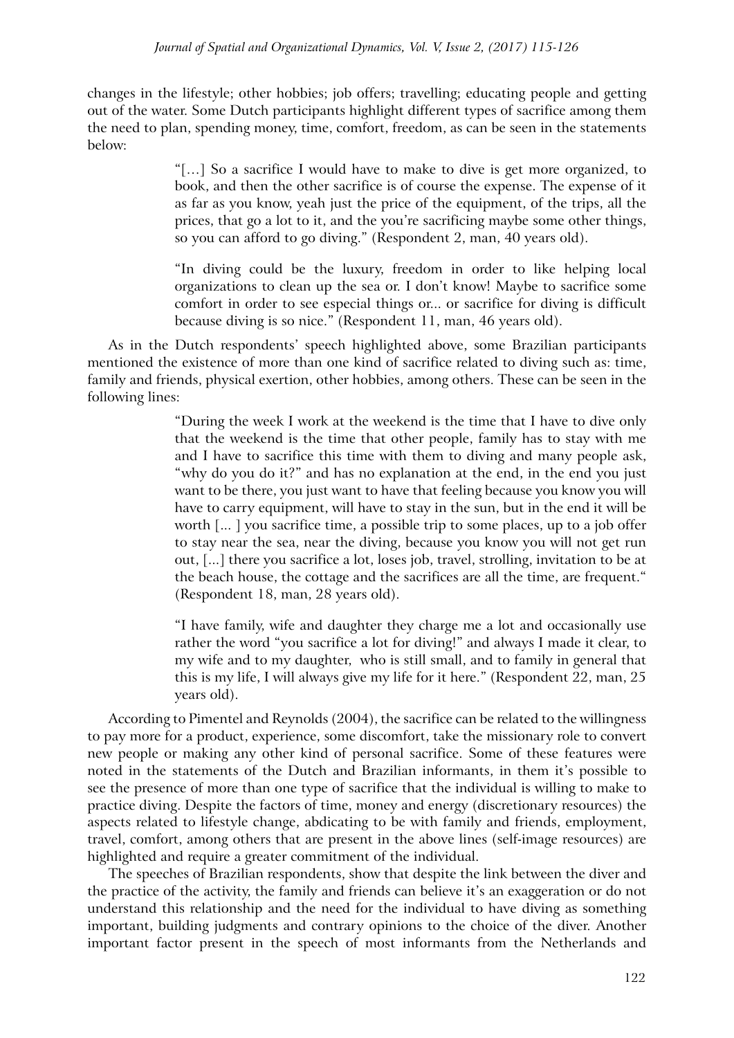changes in the lifestyle; other hobbies; job offers; travelling; educating people and getting out of the water. Some Dutch participants highlight different types of sacrifice among them the need to plan, spending money, time, comfort, freedom, as can be seen in the statements below:

> "[…] So a sacrifice I would have to make to dive is get more organized, to book, and then the other sacrifice is of course the expense. The expense of it as far as you know, yeah just the price of the equipment, of the trips, all the prices, that go a lot to it, and the you're sacrificing maybe some other things, so you can afford to go diving." (Respondent 2, man, 40 years old).

> "In diving could be the luxury, freedom in order to like helping local organizations to clean up the sea or. I don't know! Maybe to sacrifice some comfort in order to see especial things or... or sacrifice for diving is difficult because diving is so nice." (Respondent 11, man, 46 years old).

As in the Dutch respondents' speech highlighted above, some Brazilian participants mentioned the existence of more than one kind of sacrifice related to diving such as: time, family and friends, physical exertion, other hobbies, among others. These can be seen in the following lines:

> "During the week I work at the weekend is the time that I have to dive only that the weekend is the time that other people, family has to stay with me and I have to sacrifice this time with them to diving and many people ask, "why do you do it?" and has no explanation at the end, in the end you just want to be there, you just want to have that feeling because you know you will have to carry equipment, will have to stay in the sun, but in the end it will be worth [... ] you sacrifice time, a possible trip to some places, up to a job offer to stay near the sea, near the diving, because you know you will not get run out, [...] there you sacrifice a lot, loses job, travel, strolling, invitation to be at the beach house, the cottage and the sacrifices are all the time, are frequent." (Respondent 18, man, 28 years old).

> "I have family, wife and daughter they charge me a lot and occasionally use rather the word "you sacrifice a lot for diving!" and always I made it clear, to my wife and to my daughter, who is still small, and to family in general that this is my life, I will always give my life for it here." (Respondent 22, man, 25 years old).

According to Pimentel and Reynolds (2004), the sacrifice can be related to the willingness to pay more for a product, experience, some discomfort, take the missionary role to convert new people or making any other kind of personal sacrifice. Some of these features were noted in the statements of the Dutch and Brazilian informants, in them it's possible to see the presence of more than one type of sacrifice that the individual is willing to make to practice diving. Despite the factors of time, money and energy (discretionary resources) the aspects related to lifestyle change, abdicating to be with family and friends, employment, travel, comfort, among others that are present in the above lines (self-image resources) are highlighted and require a greater commitment of the individual.

The speeches of Brazilian respondents, show that despite the link between the diver and the practice of the activity, the family and friends can believe it's an exaggeration or do not understand this relationship and the need for the individual to have diving as something important, building judgments and contrary opinions to the choice of the diver. Another important factor present in the speech of most informants from the Netherlands and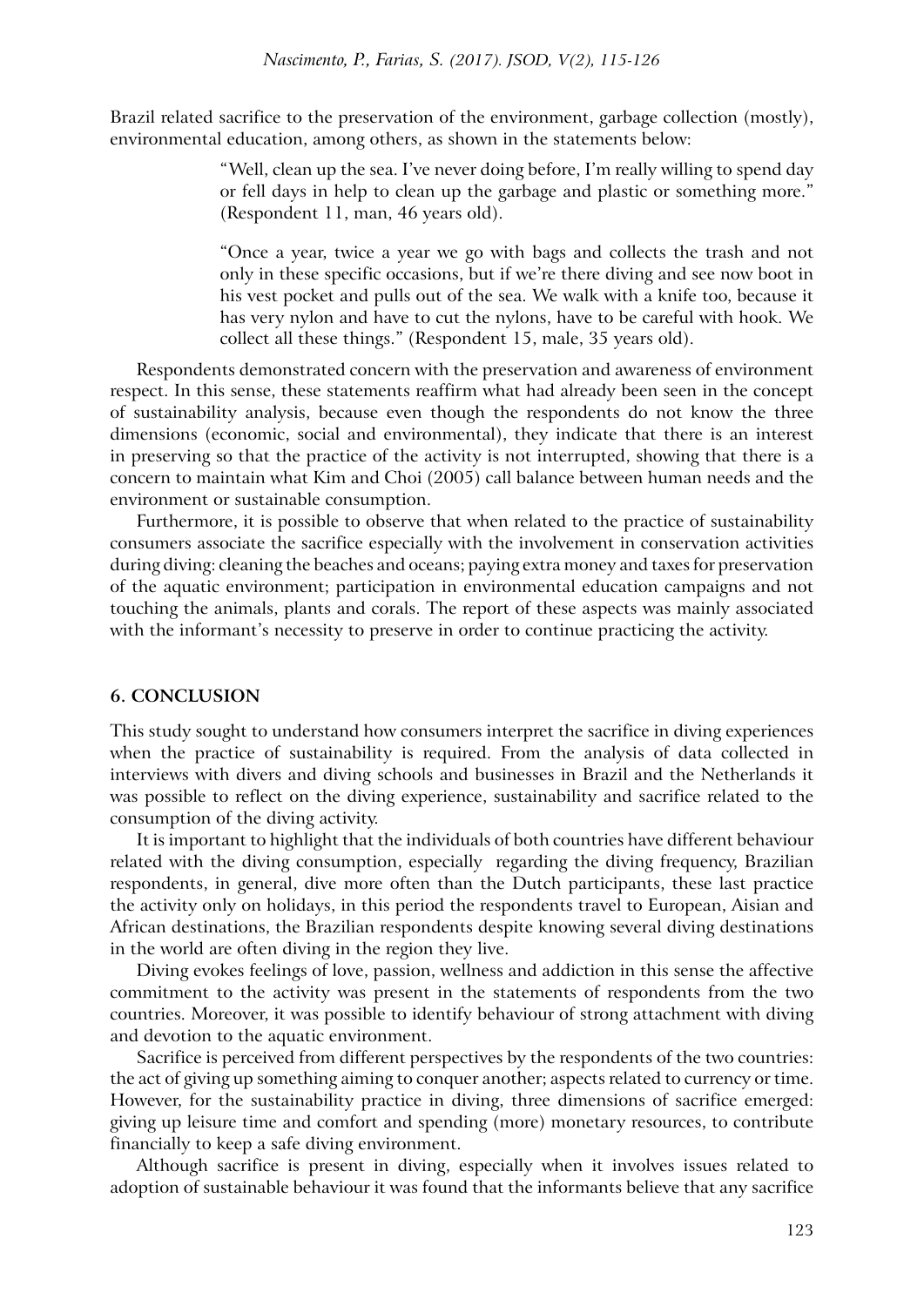Brazil related sacrifice to the preservation of the environment, garbage collection (mostly), environmental education, among others, as shown in the statements below:

> "Well, clean up the sea. I've never doing before, I'm really willing to spend day or fell days in help to clean up the garbage and plastic or something more." (Respondent 11, man, 46 years old).

> "Once a year, twice a year we go with bags and collects the trash and not only in these specific occasions, but if we're there diving and see now boot in his vest pocket and pulls out of the sea. We walk with a knife too, because it has very nylon and have to cut the nylons, have to be careful with hook. We collect all these things." (Respondent 15, male, 35 years old).

Respondents demonstrated concern with the preservation and awareness of environment respect. In this sense, these statements reaffirm what had already been seen in the concept of sustainability analysis, because even though the respondents do not know the three dimensions (economic, social and environmental), they indicate that there is an interest in preserving so that the practice of the activity is not interrupted, showing that there is a concern to maintain what Kim and Choi (2005) call balance between human needs and the environment or sustainable consumption.

Furthermore, it is possible to observe that when related to the practice of sustainability consumers associate the sacrifice especially with the involvement in conservation activities during diving: cleaning the beaches and oceans; paying extra money and taxes for preservation of the aquatic environment; participation in environmental education campaigns and not touching the animals, plants and corals. The report of these aspects was mainly associated with the informant's necessity to preserve in order to continue practicing the activity.

## 6. CONCLUSION

This study sought to understand how consumers interpret the sacrifice in diving experiences when the practice of sustainability is required. From the analysis of data collected in interviews with divers and diving schools and businesses in Brazil and the Netherlands it was possible to reflect on the diving experience, sustainability and sacrifice related to the consumption of the diving activity.

It is important to highlight that the individuals of both countries have different behaviour related with the diving consumption, especially regarding the diving frequency, Brazilian respondents, in general, dive more often than the Dutch participants, these last practice the activity only on holidays, in this period the respondents travel to European, Aisian and African destinations, the Brazilian respondents despite knowing several diving destinations in the world are often diving in the region they live.

Diving evokes feelings of love, passion, wellness and addiction in this sense the affective commitment to the activity was present in the statements of respondents from the two countries. Moreover, it was possible to identify behaviour of strong attachment with diving and devotion to the aquatic environment.

Sacrifice is perceived from different perspectives by the respondents of the two countries: the act of giving up something aiming to conquer another; aspects related to currency or time. However, for the sustainability practice in diving, three dimensions of sacrifice emerged: giving up leisure time and comfort and spending (more) monetary resources, to contribute financially to keep a safe diving environment.

Although sacrifice is present in diving, especially when it involves issues related to adoption of sustainable behaviour it was found that the informants believe that any sacrifice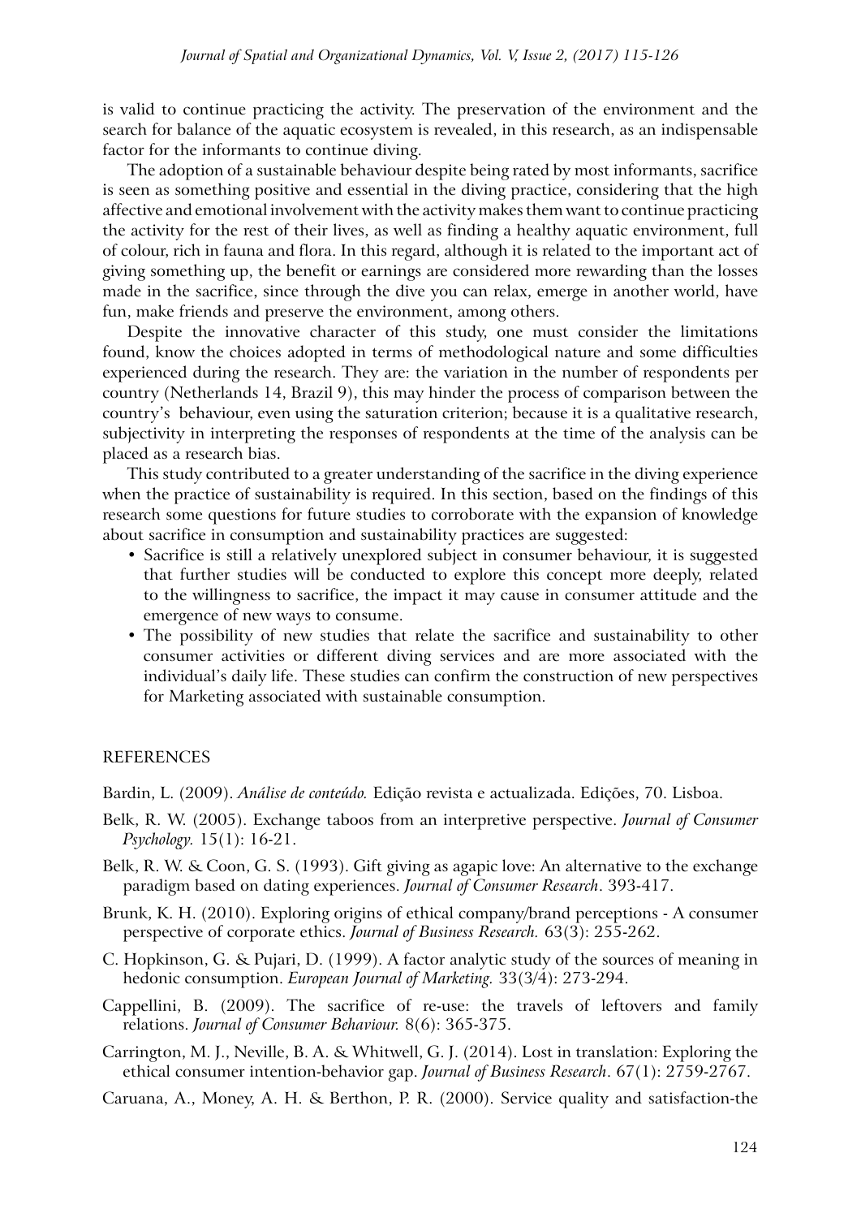is valid to continue practicing the activity. The preservation of the environment and the search for balance of the aquatic ecosystem is revealed, in this research, as an indispensable factor for the informants to continue diving.

The adoption of a sustainable behaviour despite being rated by most informants, sacrifice is seen as something positive and essential in the diving practice, considering that the high affective and emotional involvement with the activity makes them want to continue practicing the activity for the rest of their lives, as well as finding a healthy aquatic environment, full of colour, rich in fauna and flora. In this regard, although it is related to the important act of giving something up, the benefit or earnings are considered more rewarding than the losses made in the sacrifice, since through the dive you can relax, emerge in another world, have fun, make friends and preserve the environment, among others.

Despite the innovative character of this study, one must consider the limitations found, know the choices adopted in terms of methodological nature and some difficulties experienced during the research. They are: the variation in the number of respondents per country (Netherlands 14, Brazil 9), this may hinder the process of comparison between the country's behaviour, even using the saturation criterion; because it is a qualitative research, subjectivity in interpreting the responses of respondents at the time of the analysis can be placed as a research bias.

This study contributed to a greater understanding of the sacrifice in the diving experience when the practice of sustainability is required. In this section, based on the findings of this research some questions for future studies to corroborate with the expansion of knowledge about sacrifice in consumption and sustainability practices are suggested:

- Sacrifice is still a relatively unexplored subject in consumer behaviour, it is suggested that further studies will be conducted to explore this concept more deeply, related to the willingness to sacrifice, the impact it may cause in consumer attitude and the emergence of new ways to consume.
- The possibility of new studies that relate the sacrifice and sustainability to other consumer activities or different diving services and are more associated with the individual's daily life. These studies can confirm the construction of new perspectives for Marketing associated with sustainable consumption.

## REFERENCES

Bardin, L. (2009). *Análise de conteúdo.* Edição revista e actualizada. Edições, 70. Lisboa.

Belk, R. W. (2005). Exchange taboos from an interpretive perspective. *Journal of Consumer Psychology.* 15(1): 16-21.

Belk, R. W. & Coon, G. S. (1993). Gift giving as agapic love: An alternative to the exchange paradigm based on dating experiences. *Journal of Consumer Research*. 393-417.

Brunk, K. H. (2010). Exploring origins of ethical company/brand perceptions - A consumer perspective of corporate ethics. *Journal of Business Research.* 63(3): 255-262.

C. Hopkinson, G. & Pujari, D. (1999). A factor analytic study of the sources of meaning in hedonic consumption. *European Journal of Marketing.* 33(3/4): 273-294.

Cappellini, B. (2009). The sacrifice of re-use: the travels of leftovers and family relations. *Journal of Consumer Behaviour.* 8(6): 365-375.

Carrington, M. J., Neville, B. A. & Whitwell, G. J. (2014). Lost in translation: Exploring the ethical consumer intention-behavior gap. *Journal of Business Research*. 67(1): 2759-2767.

Caruana, A., Money, A. H. & Berthon, P. R. (2000). Service quality and satisfaction-the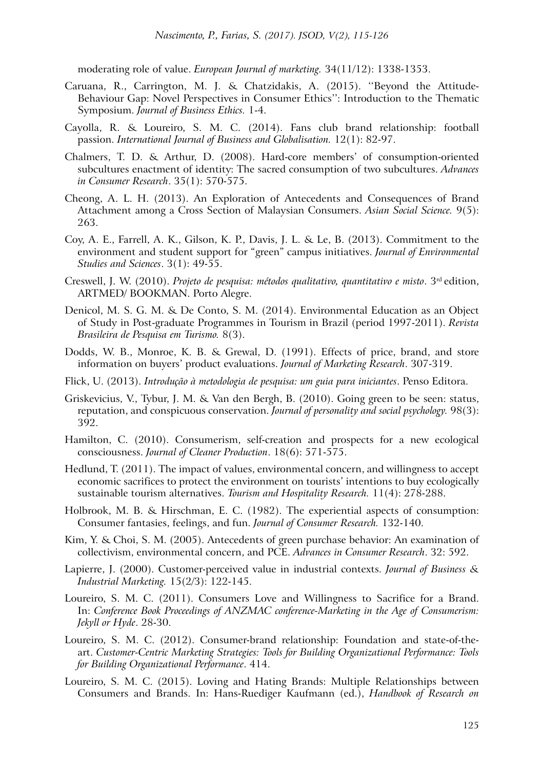moderating role of value. *European Journal of marketing.* 34(11/12): 1338-1353.

Caruana, R., Carrington, M. J. & Chatzidakis, A. (2015). ''Beyond the Attitude-Behaviour Gap: Novel Perspectives in Consumer Ethics'': Introduction to the Thematic Symposium. *Journal of Business Ethics.* 1-4.

Cayolla, R. & Loureiro, S. M. C. (2014). Fans club brand relationship: football passion. *International Journal of Business and Globalisation.* 12(1): 82-97.

Chalmers, T. D. & Arthur, D. (2008). Hard-core members' of consumption-oriented subcultures enactment of identity: The sacred consumption of two subcultures. *Advances in Consumer Research*. 35(1): 570-575.

Cheong, A. L. H. (2013). An Exploration of Antecedents and Consequences of Brand Attachment among a Cross Section of Malaysian Consumers. *Asian Social Science.* 9(5): 263.

Coy, A. E., Farrell, A. K., Gilson, K. P., Davis, J. L. & Le, B. (2013). Commitment to the environment and student support for "green" campus initiatives. *Journal of Environmental Studies and Sciences*. 3(1): 49-55.

Creswell, J. W. (2010). *Projeto de pesquisa: métodos qualitativo, quantitativo e misto*. 3rd edition, ARTMED/ BOOKMAN. Porto Alegre.

Denicol, M. S. G. M. & De Conto, S. M. (2014). Environmental Education as an Object of Study in Post-graduate Programmes in Tourism in Brazil (period 1997-2011). *Revista Brasileira de Pesquisa em Turismo.* 8(3).

Dodds, W. B., Monroe, K. B. & Grewal, D. (1991). Effects of price, brand, and store information on buyers' product evaluations. *Journal of Marketing Research*. 307-319.

Flick, U. (2013). *Introdução à metodologia de pesquisa: um guia para iniciantes*. Penso Editora.

Griskevicius, V., Tybur, J. M. & Van den Bergh, B. (2010). Going green to be seen: status, reputation, and conspicuous conservation. *Journal of personality and social psychology.* 98(3): 392.

Hamilton, C. (2010). Consumerism, self-creation and prospects for a new ecological consciousness. *Journal of Cleaner Production*. 18(6): 571-575.

Hedlund, T. (2011). The impact of values, environmental concern, and willingness to accept economic sacrifices to protect the environment on tourists' intentions to buy ecologically sustainable tourism alternatives. *Tourism and Hospitality Research.* 11(4): 278-288.

Holbrook, M. B. & Hirschman, E. C. (1982). The experiential aspects of consumption: Consumer fantasies, feelings, and fun. *Journal of Consumer Research.* 132-140.

Kim, Y. & Choi, S. M. (2005). Antecedents of green purchase behavior: An examination of collectivism, environmental concern, and PCE. *Advances in Consumer Research*. 32: 592.

Lapierre, J. (2000). Customer-perceived value in industrial contexts. *Journal of Business & Industrial Marketing.* 15(2/3): 122-145.

Loureiro, S. M. C. (2011). Consumers Love and Willingness to Sacrifice for a Brand. In: *Conference Book Proceedings of ANZMAC conference-Marketing in the Age of Consumerism: Jekyll or Hyde*. 28-30.

Loureiro, S. M. C. (2012). Consumer-brand relationship: Foundation and state-of-the-art. *Customer-Centric Marketing Strategies: Tools for Building Organizational Performance: Tools for Building Organizational Performance*. 414.

Loureiro, S. M. C. (2015). Loving and Hating Brands: Multiple Relationships between Consumers and Brands. In: Hans-Ruediger Kaufmann (ed.), *Handbook of Research on*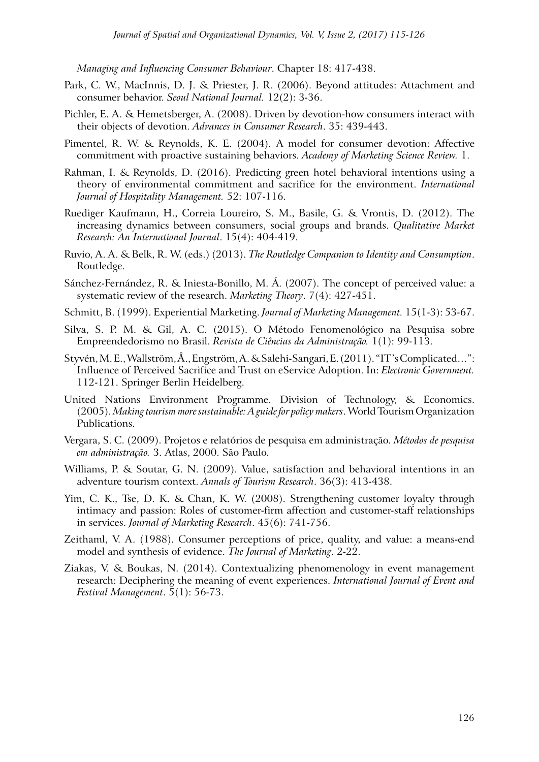*Managing and Influencing Consumer Behaviour*. Chapter 18: 417-438.

Park, C. W., MacInnis, D. J. & Priester, J. R. (2006). Beyond attitudes: Attachment and consumer behavior. *Seoul National Journal.* 12(2): 3-36.

Pichler, E. A. & Hemetsberger, A. (2008). Driven by devotion-how consumers interact with their objects of devotion. *Advances in Consumer Research*. 35: 439-443.

Pimentel, R. W. & Reynolds, K. E. (2004). A model for consumer devotion: Affective commitment with proactive sustaining behaviors. *Academy of Marketing Science Review.* 1.

Rahman, I. & Reynolds, D. (2016). Predicting green hotel behavioral intentions using a theory of environmental commitment and sacrifice for the environment. *International Journal of Hospitality Management.* 52: 107-116.

Ruediger Kaufmann, H., Correia Loureiro, S. M., Basile, G. & Vrontis, D. (2012). The increasing dynamics between consumers, social groups and brands. *Qualitative Market Research: An International Journal*. 15(4): 404-419.

Ruvio, A. A. & Belk, R. W. (eds.) (2013). *The Routledge Companion to Identity and Consumption*. Routledge.

Sánchez-Fernández, R. & Iniesta-Bonillo, M. Á. (2007). The concept of perceived value: a systematic review of the research. *Marketing Theory*. 7(4): 427-451.

Schmitt, B. (1999). Experiential Marketing. *Journal of Marketing Management.* 15(1-3): 53-67.

Silva, S. P. M. & Gil, A. C. (2015). O Método Fenomenológico na Pesquisa sobre Empreendedorismo no Brasil. *Revista de Ciências da Administração.* 1(1): 99-113.

Styvén, M. E., Wallström, Å., Engström, A. & Salehi-Sangari, E. (2011). "IT's Complicated...": Influence of Perceived Sacrifice and Trust on eService Adoption. In: *Electronic Government.* 112-121. Springer Berlin Heidelberg.

United Nations Environment Programme. Division of Technology, & Economics. (2005). *Making tourism more sustainable: A guide for policy makers*. World Tourism Organization Publications.

Vergara, S. C. (2009). Projetos e relatórios de pesquisa em administração. *Métodos de pesquisa em administração.* 3. Atlas, 2000. São Paulo.

Williams, P. & Soutar, G. N. (2009). Value, satisfaction and behavioral intentions in an adventure tourism context. *Annals of Tourism Research*. 36(3): 413-438.

Yim, C. K., Tse, D. K. & Chan, K. W. (2008). Strengthening customer loyalty through intimacy and passion: Roles of customer-firm affection and customer-staff relationships in services. *Journal of Marketing Research*. 45(6): 741-756.

Zeithaml, V. A. (1988). Consumer perceptions of price, quality, and value: a means-end model and synthesis of evidence. *The Journal of Marketing*. 2-22.

Ziakas, V. & Boukas, N. (2014). Contextualizing phenomenology in event management research: Deciphering the meaning of event experiences. *International Journal of Event and Festival Management*. 5(1): 56-73.